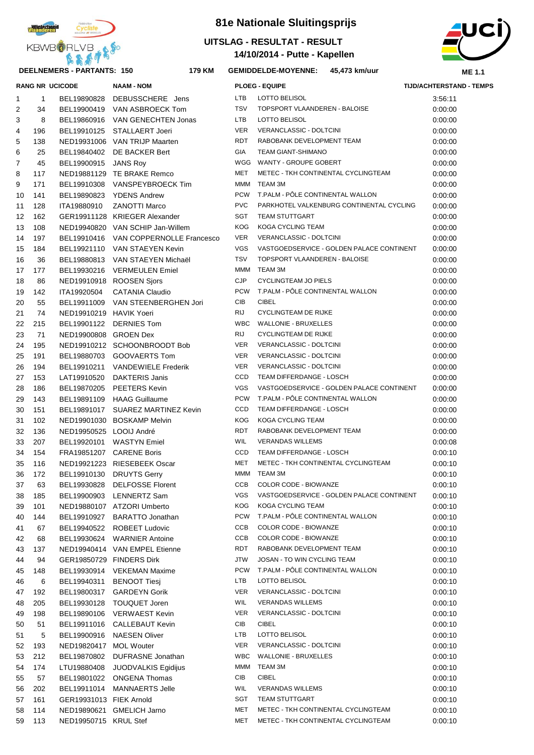# 81e Nationale Sluitingsprijs

## UITSLAG - RESULTAT - RESULT

## 14/10/2014 - Putte - Kapellen

**DEELNEMERS - PARTANTS: 150** **179 KM** **GEMIDDELDE-MOYENNE: 45,473 km/uur** **ME 1.1**

| RANG | NR | UCICODE | NAAM - NOM | PLOEG - EQUIPE | | TIJD/ACHTERSTAND - TEMPS |
|---|---|---|---|---|---|---|
| 1 | 1 | BEL19890828 | DEBUSSCHERE Jens | LTB | LOTTO BELISOL | 3:56:11 |
| 2 | 34 | BEL19900419 | VAN ASBROECK Tom | TSV | TOPSPORT VLAANDEREN - BALOISE | 0:00:00 |
| 3 | 8 | BEL19860916 | VAN GENECHTEN Jonas | LTB | LOTTO BELISOL | 0:00:00 |
| 4 | 196 | BEL19910125 | STALLAERT Joeri | VER | VERANCLASSIC - DOLTCINI | 0:00:00 |
| 5 | 138 | NED19931006 | VAN TRIJP Maarten | RDT | RABOBANK DEVELOPMENT TEAM | 0:00:00 |
| 6 | 25 | BEL19840402 | DE BACKER Bert | GIA | TEAM GIANT-SHIMANO | 0:00:00 |
| 7 | 45 | BEL19900915 | JANS Roy | WGG | WANTY - GROUPE GOBERT | 0:00:00 |
| 8 | 117 | NED19881129 | TE BRAKE Remco | MET | METEC - TKH CONTINENTAL CYCLINGTEAM | 0:00:00 |
| 9 | 171 | BEL19910308 | VANSPEYBROECK Tim | MMM | TEAM 3M | 0:00:00 |
| 10 | 141 | BEL19890823 | YDENS Andrew | PCW | T.PALM - PÔLE CONTINENTAL WALLON | 0:00:00 |
| 11 | 128 | ITA19880910 | ZANOTTI Marco | PVC | PARKHOTEL VALKENBURG CONTINENTAL CYCLING | 0:00:00 |
| 12 | 162 | GER19911128 | KRIEGER Alexander | SGT | TEAM STUTTGART | 0:00:00 |
| 13 | 108 | NED19940820 | VAN SCHIP Jan-Willem | KOG | KOGA CYCLING TEAM | 0:00:00 |
| 14 | 197 | BEL19910416 | VAN COPPERNOLLE Francesco | VER | VERANCLASSIC - DOLTCINI | 0:00:00 |
| 15 | 184 | BEL19921110 | VAN STAEYEN Kevin | VGS | VASTGOEDSERVICE - GOLDEN PALACE CONTINENT | 0:00:00 |
| 16 | 36 | BEL19880813 | VAN STAEYEN Michaël | TSV | TOPSPORT VLAANDEREN - BALOISE | 0:00:00 |
| 17 | 177 | BEL19930216 | VERMEULEN Emiel | MMM | TEAM 3M | 0:00:00 |
| 18 | 86 | NED19910918 | ROOSEN Sjors | CJP | CYCLINGTEAM JO PIELS | 0:00:00 |
| 19 | 142 | ITA19920504 | CATANIA Claudio | PCW | T.PALM - PÔLE CONTINENTAL WALLON | 0:00:00 |
| 20 | 55 | BEL19911009 | VAN STEENBERGHEN Jori | CIB | CIBEL | 0:00:00 |
| 21 | 74 | NED19910219 | HAVIK Yoeri | RIJ | CYCLINGTEAM DE RIJKE | 0:00:00 |
| 22 | 215 | BEL19901122 | DERNIES Tom | WBC | WALLONIE - BRUXELLES | 0:00:00 |
| 23 | 71 | NED19900808 | GROEN Dex | RIJ | CYCLINGTEAM DE RIJKE | 0:00:00 |
| 24 | 195 | NED19910212 | SCHOONBROODT Bob | VER | VERANCLASSIC - DOLTCINI | 0:00:00 |
| 25 | 191 | BEL19880703 | GOOVAERTS Tom | VER | VERANCLASSIC - DOLTCINI | 0:00:00 |
| 26 | 194 | BEL19910211 | VANDEWIELE Frederik | VER | VERANCLASSIC - DOLTCINI | 0:00:00 |
| 27 | 153 | LAT19910520 | DAKTERIS Janis | CCD | TEAM DIFFERDANGE - LOSCH | 0:00:00 |
| 28 | 186 | BEL19870205 | PEETERS Kevin | VGS | VASTGOEDSERVICE - GOLDEN PALACE CONTINENT | 0:00:00 |
| 29 | 143 | BEL19891109 | HAAG Guillaume | PCW | T.PALM - PÔLE CONTINENTAL WALLON | 0:00:00 |
| 30 | 151 | BEL19891017 | SUAREZ MARTINEZ Kevin | CCD | TEAM DIFFERDANGE - LOSCH | 0:00:00 |
| 31 | 102 | NED19901030 | BOSKAMP Melvin | KOG | KOGA CYCLING TEAM | 0:00:00 |
| 32 | 136 | NED19950525 | LOOIJ André | RDT | RABOBANK DEVELOPMENT TEAM | 0:00:00 |
| 33 | 207 | BEL19920101 | WASTYN Emiel | WIL | VERANDAS WILLEMS | 0:00:08 |
| 34 | 154 | FRA19851207 | CARENE Boris | CCD | TEAM DIFFERDANGE - LOSCH | 0:00:10 |
| 35 | 116 | NED19921223 | RIESEBEEK Oscar | MET | METEC - TKH CONTINENTAL CYCLINGTEAM | 0:00:10 |
| 36 | 172 | BEL19910130 | DRUYTS Gerry | MMM | TEAM 3M | 0:00:10 |
| 37 | 63 | BEL19930828 | DELFOSSE Florent | CCB | COLOR CODE - BIOWANZE | 0:00:10 |
| 38 | 185 | BEL19900903 | LENNERTZ Sam | VGS | VASTGOEDSERVICE - GOLDEN PALACE CONTINENT | 0:00:10 |
| 39 | 101 | NED19880107 | ATZORI Umberto | KOG | KOGA CYCLING TEAM | 0:00:10 |
| 40 | 144 | BEL19910927 | BARATTO Jonathan | PCW | T.PALM - PÔLE CONTINENTAL WALLON | 0:00:10 |
| 41 | 67 | BEL19940522 | ROBEET Ludovic | CCB | COLOR CODE - BIOWANZE | 0:00:10 |
| 42 | 68 | BEL19930624 | WARNIER Antoine | CCB | COLOR CODE - BIOWANZE | 0:00:10 |
| 43 | 137 | NED19940414 | VAN EMPEL Etienne | RDT | RABOBANK DEVELOPMENT TEAM | 0:00:10 |
| 44 | 94 | GER19850729 | FINDERS Dirk | JTW | JOSAN - TO WIN CYCLING TEAM | 0:00:10 |
| 45 | 148 | BEL19930914 | VEKEMAN Maxime | PCW | T.PALM - PÔLE CONTINENTAL WALLON | 0:00:10 |
| 46 | 6 | BEL19940311 | BENOOT Tiesj | LTB | LOTTO BELISOL | 0:00:10 |
| 47 | 192 | BEL19800317 | GARDEYN Gorik | VER | VERANCLASSIC - DOLTCINI | 0:00:10 |
| 48 | 205 | BEL19930128 | TOUQUET Joren | WIL | VERANDAS WILLEMS | 0:00:10 |
| 49 | 198 | BEL19890106 | VERWAEST Kevin | VER | VERANCLASSIC - DOLTCINI | 0:00:10 |
| 50 | 51 | BEL19911016 | CALLEBAUT Kevin | CIB | CIBEL | 0:00:10 |
| 51 | 5 | BEL19900916 | NAESEN Oliver | LTB | LOTTO BELISOL | 0:00:10 |
| 52 | 193 | NED19820417 | MOL Wouter | VER | VERANCLASSIC - DOLTCINI | 0:00:10 |
| 53 | 212 | BEL19870802 | DUFRASNE Jonathan | WBC | WALLONIE - BRUXELLES | 0:00:10 |
| 54 | 174 | LTU19880408 | JUODVALKIS Egidijus | MMM | TEAM 3M | 0:00:10 |
| 55 | 57 | BEL19801022 | ONGENA Thomas | CIB | CIBEL | 0:00:10 |
| 56 | 202 | BEL19911014 | MANNAERTS Jelle | WIL | VERANDAS WILLEMS | 0:00:10 |
| 57 | 161 | GER19931013 | FIEK Arnold | SGT | TEAM STUTTGART | 0:00:10 |
| 58 | 114 | NED19890621 | GMELICH Jarno | MET | METEC - TKH CONTINENTAL CYCLINGTEAM | 0:00:10 |
| 59 | 113 | NED19950715 | KRUL Stef | MET | METEC - TKH CONTINENTAL CYCLINGTEAM | 0:00:10 |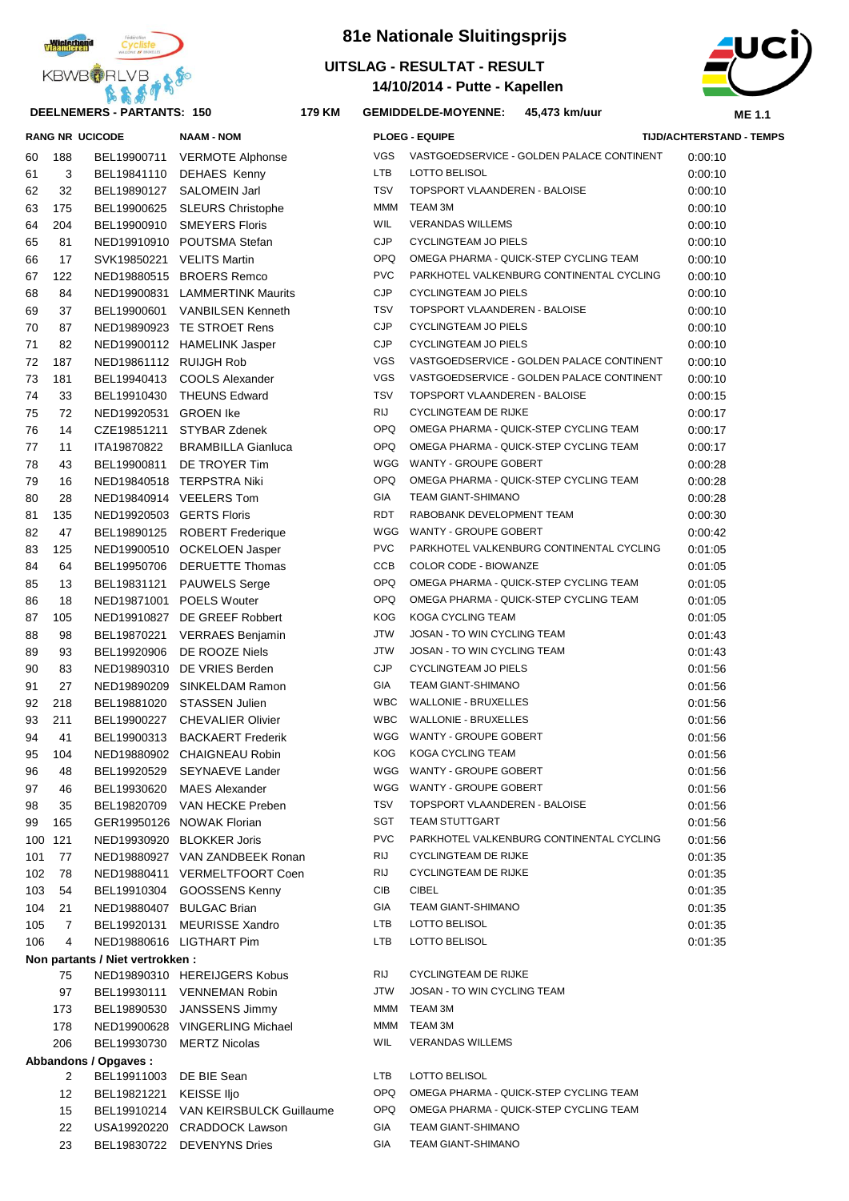# 81e Nationale Sluitingsprijs

## UITSLAG - RESULTAT - RESULT

## 14/10/2014 - Putte - Kapellen

**DEELNEMERS - PARTANTS: 150** 179 KM **GEMIDDELDE-MOYENNE: 45,473 km/uur** ME 1.1

| RANG | NR | UCICODE | NAAM - NOM | | PLOEG - EQUIPE | TIJD/ACHTERSTAND - TEMPS |
|---|---|---|---|---|---|---|
| 60 | 188 | BEL19900711 | VERMOTE Alphonse | VGS | VASTGOEDSERVICE - GOLDEN PALACE CONTINENT | 0:00:10 |
| 61 | 3 | BEL19841110 | DEHAES Kenny | LTB | LOTTO BELISOL | 0:00:10 |
| 62 | 32 | BEL19890127 | SALOMEIN Jarl | TSV | TOPSPORT VLAANDEREN - BALOISE | 0:00:10 |
| 63 | 175 | BEL19900625 | SLEURS Christophe | MMM | TEAM 3M | 0:00:10 |
| 64 | 204 | BEL19900910 | SMEYERS Floris | WIL | VERANDAS WILLEMS | 0:00:10 |
| 65 | 81 | NED19910910 | POUTSMA Stefan | CJP | CYCLINGTEAM JO PIELS | 0:00:10 |
| 66 | 17 | SVK19850221 | VELITS Martin | OPQ | OMEGA PHARMA - QUICK-STEP CYCLING TEAM | 0:00:10 |
| 67 | 122 | NED19880515 | BROERS Remco | PVC | PARKHOTEL VALKENBURG CONTINENTAL CYCLING | 0:00:10 |
| 68 | 84 | NED19900831 | LAMMERTINK Maurits | CJP | CYCLINGTEAM JO PIELS | 0:00:10 |
| 69 | 37 | BEL19900601 | VANBILSEN Kenneth | TSV | TOPSPORT VLAANDEREN - BALOISE | 0:00:10 |
| 70 | 87 | NED19890923 | TE STROET Rens | CJP | CYCLINGTEAM JO PIELS | 0:00:10 |
| 71 | 82 | NED19900112 | HAMELINK Jasper | CJP | CYCLINGTEAM JO PIELS | 0:00:10 |
| 72 | 187 | NED19861112 | RUIJGH Rob | VGS | VASTGOEDSERVICE - GOLDEN PALACE CONTINENT | 0:00:10 |
| 73 | 181 | BEL19940413 | COOLS Alexander | VGS | VASTGOEDSERVICE - GOLDEN PALACE CONTINENT | 0:00:10 |
| 74 | 33 | BEL19910430 | THEUNS Edward | TSV | TOPSPORT VLAANDEREN - BALOISE | 0:00:15 |
| 75 | 72 | NED19920531 | GROEN Ike | RIJ | CYCLINGTEAM DE RIJKE | 0:00:17 |
| 76 | 14 | CZE19851211 | STYBAR Zdenek | OPQ | OMEGA PHARMA - QUICK-STEP CYCLING TEAM | 0:00:17 |
| 77 | 11 | ITA19870822 | BRAMBILLA Gianluca | OPQ | OMEGA PHARMA - QUICK-STEP CYCLING TEAM | 0:00:17 |
| 78 | 43 | BEL19900811 | DE TROYER Tim | WGG | WANTY - GROUPE GOBERT | 0:00:28 |
| 79 | 16 | NED19840518 | TERPSTRA Niki | OPQ | OMEGA PHARMA - QUICK-STEP CYCLING TEAM | 0:00:28 |
| 80 | 28 | NED19840914 | VEELERS Tom | GIA | TEAM GIANT-SHIMANO | 0:00:28 |
| 81 | 135 | NED19920503 | GERTS Floris | RDT | RABOBANK DEVELOPMENT TEAM | 0:00:30 |
| 82 | 47 | BEL19890125 | ROBERT Frederique | WGG | WANTY - GROUPE GOBERT | 0:00:42 |
| 83 | 125 | NED19900510 | OCKELOEN Jasper | PVC | PARKHOTEL VALKENBURG CONTINENTAL CYCLING | 0:01:05 |
| 84 | 64 | BEL19950706 | DERUETTE Thomas | CCB | COLOR CODE - BIOWANZE | 0:01:05 |
| 85 | 13 | BEL19831121 | PAUWELS Serge | OPQ | OMEGA PHARMA - QUICK-STEP CYCLING TEAM | 0:01:05 |
| 86 | 18 | NED19871001 | POELS Wouter | OPQ | OMEGA PHARMA - QUICK-STEP CYCLING TEAM | 0:01:05 |
| 87 | 105 | NED19910827 | DE GREEF Robbert | KOG | KOGA CYCLING TEAM | 0:01:05 |
| 88 | 98 | BEL19870221 | VERRAES Benjamin | JTW | JOSAN - TO WIN CYCLING TEAM | 0:01:43 |
| 89 | 93 | BEL19920906 | DE ROOZE Niels | JTW | JOSAN - TO WIN CYCLING TEAM | 0:01:43 |
| 90 | 83 | NED19890310 | DE VRIES Berden | CJP | CYCLINGTEAM JO PIELS | 0:01:56 |
| 91 | 27 | NED19890209 | SINKELDAM Ramon | GIA | TEAM GIANT-SHIMANO | 0:01:56 |
| 92 | 218 | BEL19881020 | STASSEN Julien | WBC | WALLONIE - BRUXELLES | 0:01:56 |
| 93 | 211 | BEL19900227 | CHEVALIER Olivier | WBC | WALLONIE - BRUXELLES | 0:01:56 |
| 94 | 41 | BEL19900313 | BACKAERT Frederik | WGG | WANTY - GROUPE GOBERT | 0:01:56 |
| 95 | 104 | NED19880902 | CHAIGNEAU Robin | KOG | KOGA CYCLING TEAM | 0:01:56 |
| 96 | 48 | BEL19920529 | SEYNAEVE Lander | WGG | WANTY - GROUPE GOBERT | 0:01:56 |
| 97 | 46 | BEL19930620 | MAES Alexander | WGG | WANTY - GROUPE GOBERT | 0:01:56 |
| 98 | 35 | BEL19820709 | VAN HECKE Preben | TSV | TOPSPORT VLAANDEREN - BALOISE | 0:01:56 |
| 99 | 165 | GER19950126 | NOWAK Florian | SGT | TEAM STUTTGART | 0:01:56 |
| 100 | 121 | NED19930920 | BLOKKER Joris | PVC | PARKHOTEL VALKENBURG CONTINENTAL CYCLING | 0:01:56 |
| 101 | 77 | NED19880927 | VAN ZANDBEEK Ronan | RIJ | CYCLINGTEAM DE RIJKE | 0:01:35 |
| 102 | 78 | NED19880411 | VERMELTFOORT Coen | RIJ | CYCLINGTEAM DE RIJKE | 0:01:35 |
| 103 | 54 | BEL19910304 | GOOSSENS Kenny | CIB | CIBEL | 0:01:35 |
| 104 | 21 | NED19880407 | BULGAC Brian | GIA | TEAM GIANT-SHIMANO | 0:01:35 |
| 105 | 7 | BEL19920131 | MEURISSE Xandro | LTB | LOTTO BELISOL | 0:01:35 |
| 106 | 4 | NED19880616 | LIGTHART Pim | LTB | LOTTO BELISOL | 0:01:35 |

**Non partants / Niet vertrokken :**

| NR | UCICODE | NAAM - NOM | | PLOEG - EQUIPE |
|---|---|---|---|---|
| 75 | NED19890310 | HEREIJGERS Kobus | RIJ | CYCLINGTEAM DE RIJKE |
| 97 | BEL19930111 | VENNEMAN Robin | JTW | JOSAN - TO WIN CYCLING TEAM |
| 173 | BEL19890530 | JANSSENS Jimmy | MMM | TEAM 3M |
| 178 | NED19900628 | VINGERLING Michael | MMM | TEAM 3M |
| 206 | BEL19930730 | MERTZ Nicolas | WIL | VERANDAS WILLEMS |

**Abbandons / Opgaves :**

| NR | UCICODE | NAAM - NOM | | PLOEG - EQUIPE |
|---|---|---|---|---|
| 2 | BEL19911003 | DE BIE Sean | LTB | LOTTO BELISOL |
| 12 | BEL19821221 | KEISSE Iljo | OPQ | OMEGA PHARMA - QUICK-STEP CYCLING TEAM |
| 15 | BEL19910214 | VAN KEIRSBULCK Guillaume | OPQ | OMEGA PHARMA - QUICK-STEP CYCLING TEAM |
| 22 | USA19920220 | CRADDOCK Lawson | GIA | TEAM GIANT-SHIMANO |
| 23 | BEL19830722 | DEVENYNS Dries | GIA | TEAM GIANT-SHIMANO |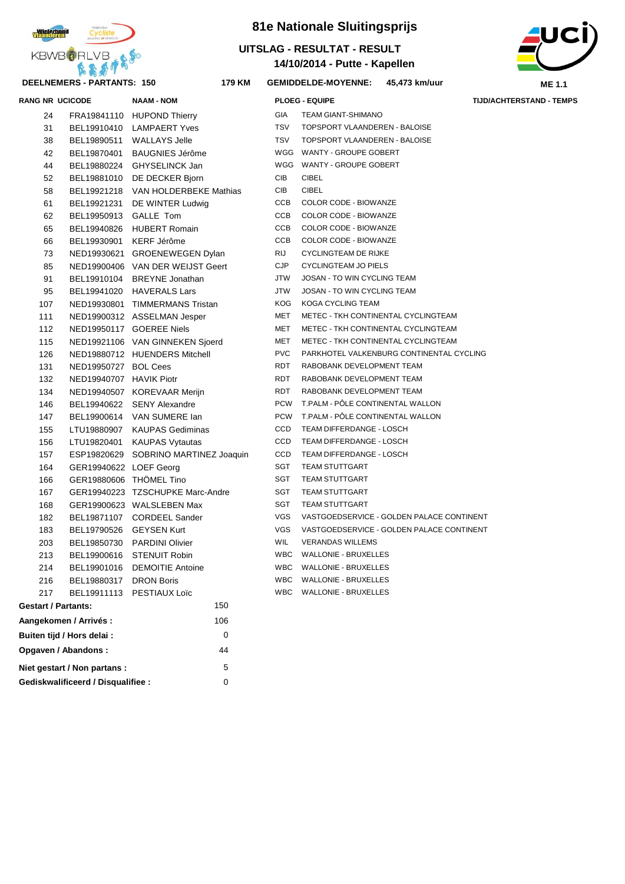# 81e Nationale Sluitingsprijs

## UITSLAG - RESULTAT - RESULT

### 14/10/2014 - Putte - Kapellen

**DEELNEMERS - PARTANTS: 150** **179 KM** **GEMIDDELDE-MOYENNE: 45,473 km/uur** **ME 1.1**

| RANG | NR | UCICODE | NAAM - NOM | PLOEG - EQUIPE | | TIJD/ACHTERSTAND - TEMPS |
|---|---|---|---|---|---|---|
| | 24 | FRA19841110 | HUPOND Thierry | GIA | TEAM GIANT-SHIMANO | |
| | 31 | BEL19910410 | LAMPAERT Yves | TSV | TOPSPORT VLAANDEREN - BALOISE | |
| | 38 | BEL19890511 | WALLAYS Jelle | TSV | TOPSPORT VLAANDEREN - BALOISE | |
| | 42 | BEL19870401 | BAUGNIES Jérôme | WGG | WANTY - GROUPE GOBERT | |
| | 44 | BEL19880224 | GHYSELINCK Jan | WGG | WANTY - GROUPE GOBERT | |
| | 52 | BEL19881010 | DE DECKER Bjorn | CIB | CIBEL | |
| | 58 | BEL19921218 | VAN HOLDERBEKE Mathias | CIB | CIBEL | |
| | 61 | BEL19921231 | DE WINTER Ludwig | CCB | COLOR CODE - BIOWANZE | |
| | 62 | BEL19950913 | GALLE Tom | CCB | COLOR CODE - BIOWANZE | |
| | 65 | BEL19940826 | HUBERT Romain | CCB | COLOR CODE - BIOWANZE | |
| | 66 | BEL19930901 | KERF Jérôme | CCB | COLOR CODE - BIOWANZE | |
| | 73 | NED19930621 | GROENEWEGEN Dylan | RIJ | CYCLINGTEAM DE RIJKE | |
| | 85 | NED19900406 | VAN DER WEIJST Geert | CJP | CYCLINGTEAM JO PIELS | |
| | 91 | BEL19910104 | BREYNE Jonathan | JTW | JOSAN - TO WIN CYCLING TEAM | |
| | 95 | BEL19941020 | HAVERALS Lars | JTW | JOSAN - TO WIN CYCLING TEAM | |
| | 107 | NED19930801 | TIMMERMANS Tristan | KOG | KOGA CYCLING TEAM | |
| | 111 | NED19900312 | ASSELMAN Jesper | MET | METEC - TKH CONTINENTAL CYCLINGTEAM | |
| | 112 | NED19950117 | GOEREE Niels | MET | METEC - TKH CONTINENTAL CYCLINGTEAM | |
| | 115 | NED19921106 | VAN GINNEKEN Sjoerd | MET | METEC - TKH CONTINENTAL CYCLINGTEAM | |
| | 126 | NED19880712 | HUENDERS Mitchell | PVC | PARKHOTEL VALKENBURG CONTINENTAL CYCLING | |
| | 131 | NED19950727 | BOL Cees | RDT | RABOBANK DEVELOPMENT TEAM | |
| | 132 | NED19940707 | HAVIK Piotr | RDT | RABOBANK DEVELOPMENT TEAM | |
| | 134 | NED19940507 | KOREVAAR Merijn | RDT | RABOBANK DEVELOPMENT TEAM | |
| | 146 | BEL19940622 | SENY Alexandre | PCW | T.PALM - PÔLE CONTINENTAL WALLON | |
| | 147 | BEL19900614 | VAN SUMERE Ian | PCW | T.PALM - PÔLE CONTINENTAL WALLON | |
| | 155 | LTU19880907 | KAUPAS Gediminas | CCD | TEAM DIFFERDANGE - LOSCH | |
| | 156 | LTU19820401 | KAUPAS Vytautas | CCD | TEAM DIFFERDANGE - LOSCH | |
| | 157 | ESP19820629 | SOBRINO MARTINEZ Joaquin | CCD | TEAM DIFFERDANGE - LOSCH | |
| | 164 | GER19940622 | LOEF Georg | SGT | TEAM STUTTGART | |
| | 166 | GER19880606 | THÖMEL Tino | SGT | TEAM STUTTGART | |
| | 167 | GER19940223 | TZSCHUPKE Marc-Andre | SGT | TEAM STUTTGART | |
| | 168 | GER19900623 | WALSLEBEN Max | SGT | TEAM STUTTGART | |
| | 182 | BEL19871107 | CORDEEL Sander | VGS | VASTGOEDSERVICE - GOLDEN PALACE CONTINENT | |
| | 183 | BEL19790526 | GEYSEN Kurt | VGS | VASTGOEDSERVICE - GOLDEN PALACE CONTINENT | |
| | 203 | BEL19850730 | PARDINI Olivier | WIL | VERANDAS WILLEMS | |
| | 213 | BEL19900616 | STENUIT Robin | WBC | WALLONIE - BRUXELLES | |
| | 214 | BEL19901016 | DEMOITIE Antoine | WBC | WALLONIE - BRUXELLES | |
| | 216 | BEL19880317 | DRON Boris | WBC | WALLONIE - BRUXELLES | |
| | 217 | BEL19911113 | PESTIAUX Loïc | WBC | WALLONIE - BRUXELLES | |

| | |
|---|---|
| **Gestart / Partants:** | 150 |
| **Aangekomen / Arrivés :** | 106 |
| **Buiten tijd / Hors delai :** | 0 |
| **Opgaven / Abandons :** | 44 |
| **Niet gestart / Non partans :** | 5 |
| **Gediskwalificeerd / Disqualifiee :** | 0 |